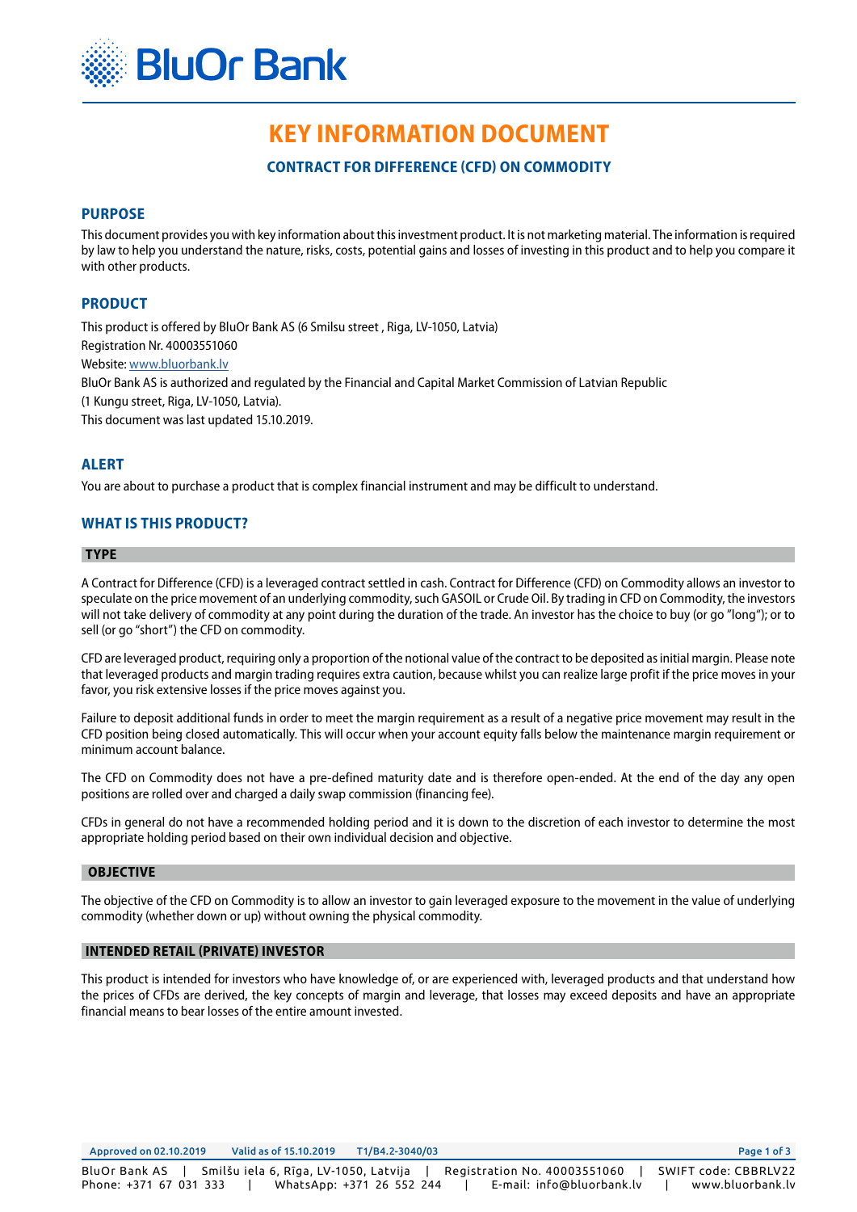# KEY INFORMATION DOCUMENT

### CONTRACT FOR DIFFERENCE (CFD) ON COMMODITY

## PURPOSE

This document provides you with key information about this investment product. It is not marketing material. The information is required by law to help you understand the nature, risks, costs, potential gains and losses of investing in this product and to help you compare it with other products.

## PRODUCT

This product is offered by BluOr Bank AS (6 Smilsu street , Riga, LV-1050, Latvia)
Registration Nr. 40003551060
Website: www.bluorbank.lv
BluOr Bank AS is authorized and regulated by the Financial and Capital Market Commission of Latvian Republic (1 Kungu street, Riga, LV-1050, Latvia).
This document was last updated 15.10.2019.

## ALERT

You are about to purchase a product that is complex financial instrument and may be difficult to understand.

## WHAT IS THIS PRODUCT?

### TYPE

A Contract for Difference (CFD) is a leveraged contract settled in cash. Contract for Difference (CFD) on Commodity allows an investor to speculate on the price movement of an underlying commodity, such GASOIL or Crude Oil. By trading in CFD on Commodity, the investors will not take delivery of commodity at any point during the duration of the trade. An investor has the choice to buy (or go "long"); or to sell (or go "short") the CFD on commodity.

CFD are leveraged product, requiring only a proportion of the notional value of the contract to be deposited as initial margin. Please note that leveraged products and margin trading requires extra caution, because whilst you can realize large profit if the price moves in your favor, you risk extensive losses if the price moves against you.

Failure to deposit additional funds in order to meet the margin requirement as a result of a negative price movement may result in the CFD position being closed automatically. This will occur when your account equity falls below the maintenance margin requirement or minimum account balance.

The CFD on Commodity does not have a pre-defined maturity date and is therefore open-ended. At the end of the day any open positions are rolled over and charged a daily swap commission (financing fee).

CFDs in general do not have a recommended holding period and it is down to the discretion of each investor to determine the most appropriate holding period based on their own individual decision and objective.

### OBJECTIVE

The objective of the CFD on Commodity is to allow an investor to gain leveraged exposure to the movement in the value of underlying commodity (whether down or up) without owning the physical commodity.

### INTENDED RETAIL (PRIVATE) INVESTOR

This product is intended for investors who have knowledge of, or are experienced with, leveraged products and that understand how the prices of CFDs are derived, the key concepts of margin and leverage, that losses may exceed deposits and have an appropriate financial means to bear losses of the entire amount invested.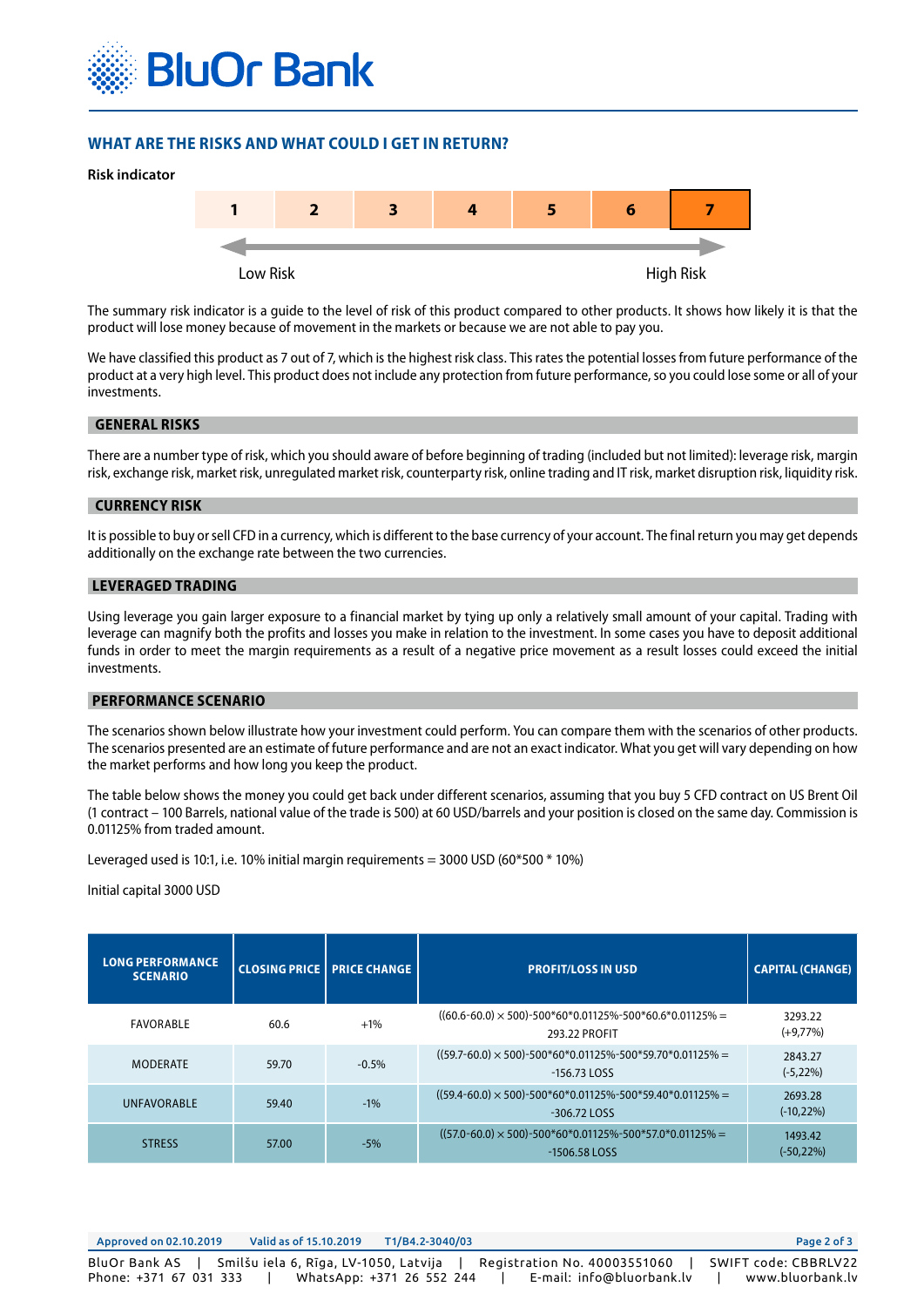## WHAT ARE THE RISKS AND WHAT COULD I GET IN RETURN?

**Risk indicator**

| 1 | 2 | 3 | 4 | 5 | 6 | **7** |
|---|---|---|---|---|---|---|

Low Risk ← → High Risk

The summary risk indicator is a guide to the level of risk of this product compared to other products. It shows how likely it is that the product will lose money because of movement in the markets or because we are not able to pay you.

We have classified this product as 7 out of 7, which is the highest risk class. This rates the potential losses from future performance of the product at a very high level. This product does not include any protection from future performance, so you could lose some or all of your investments.

### GENERAL RISKS

There are a number type of risk, which you should aware of before beginning of trading (included but not limited): leverage risk, margin risk, exchange risk, market risk, unregulated market risk, counterparty risk, online trading and IT risk, market disruption risk, liquidity risk.

### CURRENCY RISK

It is possible to buy or sell CFD in a currency, which is different to the base currency of your account. The final return you may get depends additionally on the exchange rate between the two currencies.

### LEVERAGED TRADING

Using leverage you gain larger exposure to a financial market by tying up only a relatively small amount of your capital. Trading with leverage can magnify both the profits and losses you make in relation to the investment. In some cases you have to deposit additional funds in order to meet the margin requirements as a result of a negative price movement as a result losses could exceed the initial investments.

### PERFORMANCE SCENARIO

The scenarios shown below illustrate how your investment could perform. You can compare them with the scenarios of other products. The scenarios presented are an estimate of future performance and are not an exact indicator. What you get will vary depending on how the market performs and how long you keep the product.

The table below shows the money you could get back under different scenarios, assuming that you buy 5 CFD contract on US Brent Oil (1 contract – 100 Barrels, national value of the trade is 500) at 60 USD/barrels and your position is closed on the same day. Commission is 0.01125% from traded amount.

Leveraged used is 10:1, i.e. 10% initial margin requirements = 3000 USD (60*500 * 10%)

Initial capital 3000 USD

| LONG PERFORMANCE SCENARIO | CLOSING PRICE | PRICE CHANGE | PROFIT/LOSS IN USD | CAPITAL (CHANGE) |
|---|---|---|---|---|
| FAVORABLE | 60.6 | +1% | ((60.6-60.0) × 500)-500*60*0.01125%-500*60.6*0.01125% = 293.22 PROFIT | 3293.22 (+9,77%) |
| MODERATE | 59.70 | -0.5% | ((59.7-60.0) × 500)-500*60*0.01125%-500*59.70*0.01125% = -156.73 LOSS | 2843.27 (-5,22%) |
| UNFAVORABLE | 59.40 | -1% | ((59.4-60.0) × 500)-500*60*0.01125%-500*59.40*0.01125% = -306.72 LOSS | 2693.28 (-10,22%) |
| STRESS | 57.00 | -5% | ((57.0-60.0) × 500)-500*60*0.01125%-500*57.0*0.01125% = -1506.58 LOSS | 1493.42 (-50,22%) |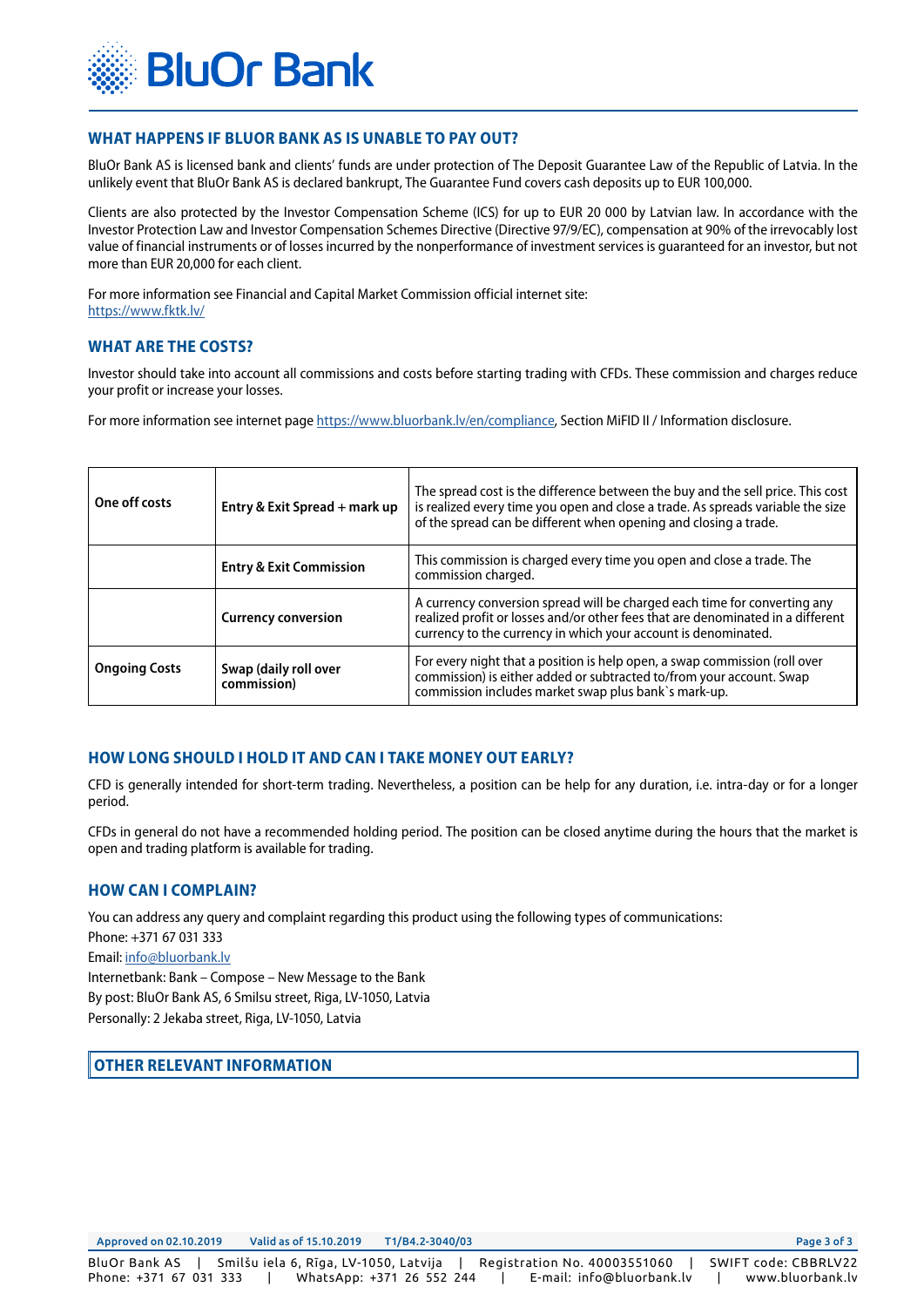## WHAT HAPPENS IF BLUOR BANK AS IS UNABLE TO PAY OUT?

BluOr Bank AS is licensed bank and clients' funds are under protection of The Deposit Guarantee Law of the Republic of Latvia. In the unlikely event that BluOr Bank AS is declared bankrupt, The Guarantee Fund covers cash deposits up to EUR 100,000.

Clients are also protected by the Investor Compensation Scheme (ICS) for up to EUR 20 000 by Latvian law. In accordance with the Investor Protection Law and Investor Compensation Schemes Directive (Directive 97/9/EC), compensation at 90% of the irrevocably lost value of financial instruments or of losses incurred by the nonperformance of investment services is guaranteed for an investor, but not more than EUR 20,000 for each client.

For more information see Financial and Capital Market Commission official internet site:
https://www.fktk.lv/

## WHAT ARE THE COSTS?

Investor should take into account all commissions and costs before starting trading with CFDs. These commission and charges reduce your profit or increase your losses.

For more information see internet page https://www.bluorbank.lv/en/compliance, Section MiFID II / Information disclosure.

| | | |
|---|---|---|
| **One off costs** | **Entry & Exit Spread + mark up** | The spread cost is the difference between the buy and the sell price. This cost is realized every time you open and close a trade. As spreads variable the size of the spread can be different when opening and closing a trade. |
| | **Entry & Exit Commission** | This commission is charged every time you open and close a trade. The commission charged. |
| | **Currency conversion** | A currency conversion spread will be charged each time for converting any realized profit or losses and/or other fees that are denominated in a different currency to the currency in which your account is denominated. |
| **Ongoing Costs** | **Swap (daily roll over commission)** | For every night that a position is help open, a swap commission (roll over commission) is either added or subtracted to/from your account. Swap commission includes market swap plus bank`s mark-up. |

## HOW LONG SHOULD I HOLD IT AND CAN I TAKE MONEY OUT EARLY?

CFD is generally intended for short-term trading. Nevertheless, a position can be help for any duration, i.e. intra-day or for a longer period.

CFDs in general do not have a recommended holding period. The position can be closed anytime during the hours that the market is open and trading platform is available for trading.

## HOW CAN I COMPLAIN?

You can address any query and complaint regarding this product using the following types of communications:
Phone: +371 67 031 333
Email: info@bluorbank.lv
Internetbank: Bank – Compose – New Message to the Bank
By post: BluOr Bank AS, 6 Smilsu street, Riga, LV-1050, Latvia
Personally: 2 Jekaba street, Riga, LV-1050, Latvia

## OTHER RELEVANT INFORMATION

Approved on 02.10.2019 Valid as of 15.10.2019 T1/B4.2-3040/03